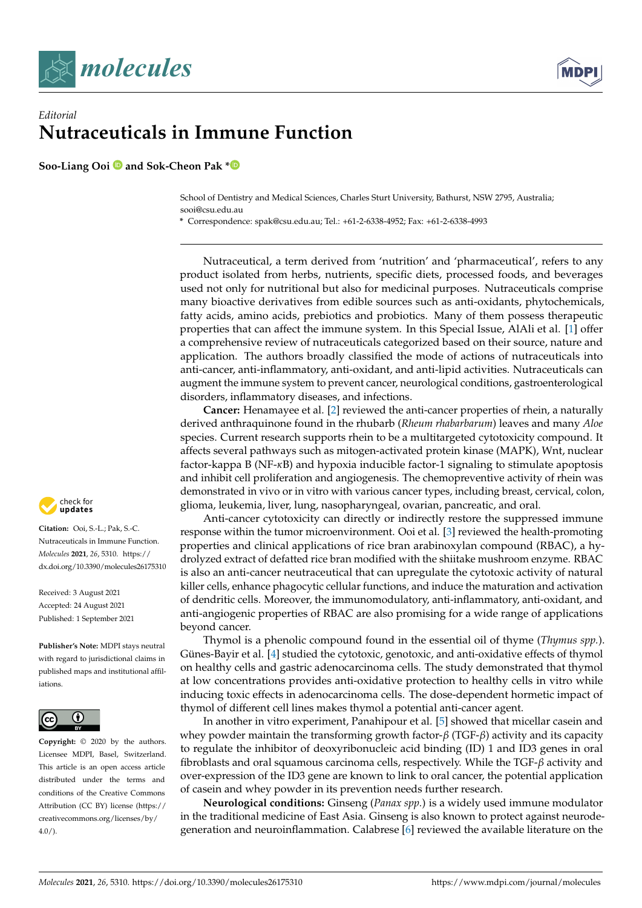*Editorial*

# Nutraceuticals in Immune Function

**Soo-Liang Ooi and Sok-Cheon Pak ***

School of Dentistry and Medical Sciences, Charles Sturt University, Bathurst, NSW 2795, Australia; sooi@csu.edu.au

\* Correspondence: spak@csu.edu.au; Tel.: +61-2-6338-4952; Fax: +61-2-6338-4993

**Citation:** Ooi, S.-L.; Pak, S.-C. Nutraceuticals in Immune Function. *Molecules* **2021**, *26*, 5310. https://dx.doi.org/10.3390/molecules26175310

Received: 3 August 2021
Accepted: 24 August 2021
Published: 1 September 2021

**Publisher's Note:** MDPI stays neutral with regard to jurisdictional claims in published maps and institutional affiliations.

**Copyright:** © 2020 by the authors. Licensee MDPI, Basel, Switzerland. This article is an open access article distributed under the terms and conditions of the Creative Commons Attribution (CC BY) license (https://creativecommons.org/licenses/by/4.0/).

Nutraceutical, a term derived from 'nutrition' and 'pharmaceutical', refers to any product isolated from herbs, nutrients, specific diets, processed foods, and beverages used not only for nutritional but also for medicinal purposes. Nutraceuticals comprise many bioactive derivatives from edible sources such as anti-oxidants, phytochemicals, fatty acids, amino acids, prebiotics and probiotics. Many of them possess therapeutic properties that can affect the immune system. In this Special Issue, AlAli et al. [1] offer a comprehensive review of nutraceuticals categorized based on their source, nature and application. The authors broadly classified the mode of actions of nutraceuticals into anti-cancer, anti-inflammatory, anti-oxidant, and anti-lipid activities. Nutraceuticals can augment the immune system to prevent cancer, neurological conditions, gastroenterological disorders, inflammatory diseases, and infections.

**Cancer:** Henamayee et al. [2] reviewed the anti-cancer properties of rhein, a naturally derived anthraquinone found in the rhubarb (*Rheum rhabarbarum*) leaves and many *Aloe* species. Current research supports rhein to be a multitargeted cytotoxicity compound. It affects several pathways such as mitogen-activated protein kinase (MAPK), Wnt, nuclear factor-kappa B (NF-κB) and hypoxia inducible factor-1 signaling to stimulate apoptosis and inhibit cell proliferation and angiogenesis. The chemopreventive activity of rhein was demonstrated in vivo or in vitro with various cancer types, including breast, cervical, colon, glioma, leukemia, liver, lung, nasopharyngeal, ovarian, pancreatic, and oral.

Anti-cancer cytotoxicity can directly or indirectly restore the suppressed immune response within the tumor microenvironment. Ooi et al. [3] reviewed the health-promoting properties and clinical applications of rice bran arabinoxylan compound (RBAC), a hydrolyzed extract of defatted rice bran modified with the shiitake mushroom enzyme. RBAC is also an anti-cancer neutraceutical that can upregulate the cytotoxic activity of natural killer cells, enhance phagocytic cellular functions, and induce the maturation and activation of dendritic cells. Moreover, the immunomodulatory, anti-inflammatory, anti-oxidant, and anti-angiogenic properties of RBAC are also promising for a wide range of applications beyond cancer.

Thymol is a phenolic compound found in the essential oil of thyme (*Thymus spp.*). Günes-Bayir et al. [4] studied the cytotoxic, genotoxic, and anti-oxidative effects of thymol on healthy cells and gastric adenocarcinoma cells. The study demonstrated that thymol at low concentrations provides anti-oxidative protection to healthy cells in vitro while inducing toxic effects in adenocarcinoma cells. The dose-dependent hormetic impact of thymol of different cell lines makes thymol a potential anti-cancer agent.

In another in vitro experiment, Panahipour et al. [5] showed that micellar casein and whey powder maintain the transforming growth factor-β (TGF-β) activity and its capacity to regulate the inhibitor of deoxyribonucleic acid binding (ID) 1 and ID3 genes in oral fibroblasts and oral squamous carcinoma cells, respectively. While the TGF-β activity and over-expression of the ID3 gene are known to link to oral cancer, the potential application of casein and whey powder in its prevention needs further research.

**Neurological conditions:** Ginseng (*Panax spp.*) is a widely used immune modulator in the traditional medicine of East Asia. Ginseng is also known to protect against neurodegeneration and neuroinflammation. Calabrese [6] reviewed the available literature on the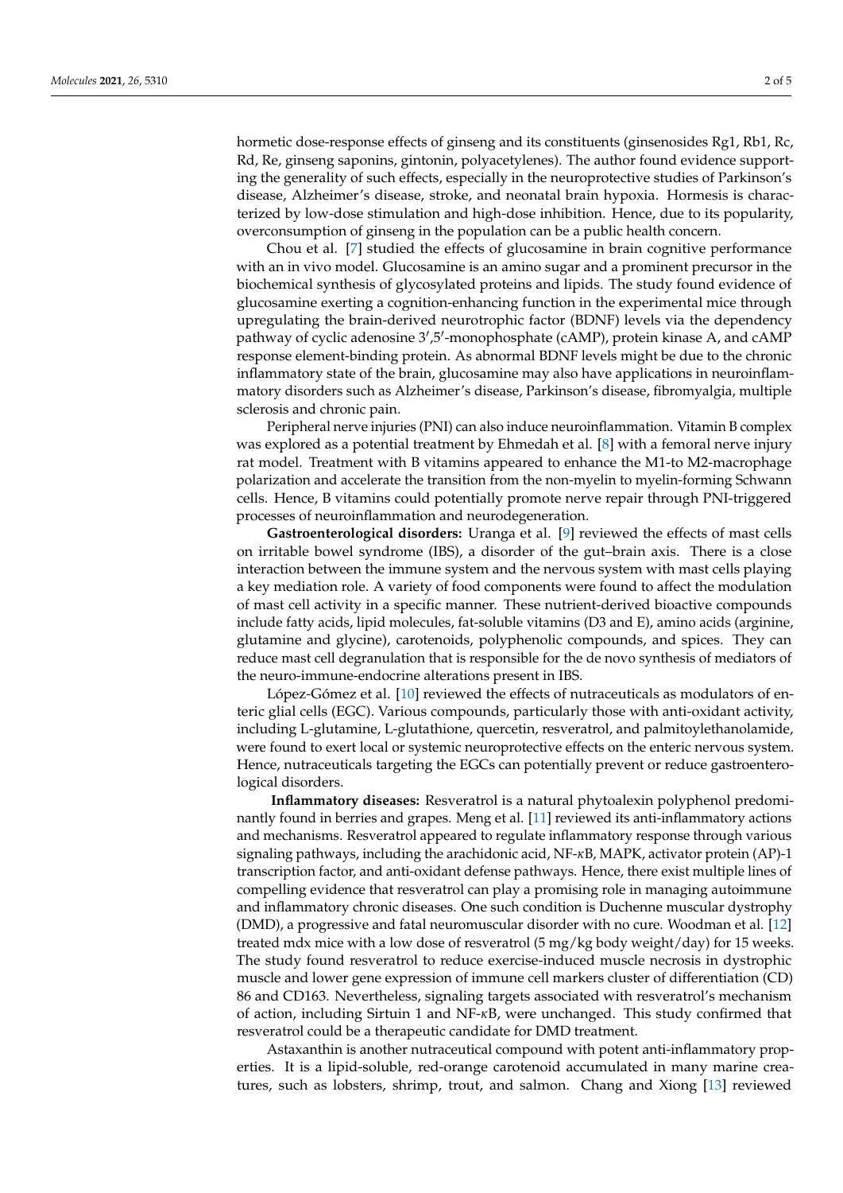hormetic dose-response effects of ginseng and its constituents (ginsenosides Rg1, Rb1, Rc, Rd, Re, ginseng saponins, gintonin, polyacetylenes). The author found evidence supporting the generality of such effects, especially in the neuroprotective studies of Parkinson's disease, Alzheimer's disease, stroke, and neonatal brain hypoxia. Hormesis is characterized by low-dose stimulation and high-dose inhibition. Hence, due to its popularity, overconsumption of ginseng in the population can be a public health concern.

Chou et al. [7] studied the effects of glucosamine in brain cognitive performance with an in vivo model. Glucosamine is an amino sugar and a prominent precursor in the biochemical synthesis of glycosylated proteins and lipids. The study found evidence of glucosamine exerting a cognition-enhancing function in the experimental mice through upregulating the brain-derived neurotrophic factor (BDNF) levels via the dependency pathway of cyclic adenosine 3′,5′-monophosphate (cAMP), protein kinase A, and cAMP response element-binding protein. As abnormal BDNF levels might be due to the chronic inflammatory state of the brain, glucosamine may also have applications in neuroinflammatory disorders such as Alzheimer's disease, Parkinson's disease, fibromyalgia, multiple sclerosis and chronic pain.

Peripheral nerve injuries (PNI) can also induce neuroinflammation. Vitamin B complex was explored as a potential treatment by Ehmedah et al. [8] with a femoral nerve injury rat model. Treatment with B vitamins appeared to enhance the M1-to M2-macrophage polarization and accelerate the transition from the non-myelin to myelin-forming Schwann cells. Hence, B vitamins could potentially promote nerve repair through PNI-triggered processes of neuroinflammation and neurodegeneration.

**Gastroenterological disorders:** Uranga et al. [9] reviewed the effects of mast cells on irritable bowel syndrome (IBS), a disorder of the gut–brain axis. There is a close interaction between the immune system and the nervous system with mast cells playing a key mediation role. A variety of food components were found to affect the modulation of mast cell activity in a specific manner. These nutrient-derived bioactive compounds include fatty acids, lipid molecules, fat-soluble vitamins (D3 and E), amino acids (arginine, glutamine and glycine), carotenoids, polyphenolic compounds, and spices. They can reduce mast cell degranulation that is responsible for the de novo synthesis of mediators of the neuro-immune-endocrine alterations present in IBS.

López-Gómez et al. [10] reviewed the effects of nutraceuticals as modulators of enteric glial cells (EGC). Various compounds, particularly those with anti-oxidant activity, including L-glutamine, L-glutathione, quercetin, resveratrol, and palmitoylethanolamide, were found to exert local or systemic neuroprotective effects on the enteric nervous system. Hence, nutraceuticals targeting the EGCs can potentially prevent or reduce gastroenterological disorders.

**Inflammatory diseases:** Resveratrol is a natural phytoalexin polyphenol predominantly found in berries and grapes. Meng et al. [11] reviewed its anti-inflammatory actions and mechanisms. Resveratrol appeared to regulate inflammatory response through various signaling pathways, including the arachidonic acid, NF-κB, MAPK, activator protein (AP)-1 transcription factor, and anti-oxidant defense pathways. Hence, there exist multiple lines of compelling evidence that resveratrol can play a promising role in managing autoimmune and inflammatory chronic diseases. One such condition is Duchenne muscular dystrophy (DMD), a progressive and fatal neuromuscular disorder with no cure. Woodman et al. [12] treated mdx mice with a low dose of resveratrol (5 mg/kg body weight/day) for 15 weeks. The study found resveratrol to reduce exercise-induced muscle necrosis in dystrophic muscle and lower gene expression of immune cell markers cluster of differentiation (CD) 86 and CD163. Nevertheless, signaling targets associated with resveratrol's mechanism of action, including Sirtuin 1 and NF-κB, were unchanged. This study confirmed that resveratrol could be a therapeutic candidate for DMD treatment.

Astaxanthin is another nutraceutical compound with potent anti-inflammatory properties. It is a lipid-soluble, red-orange carotenoid accumulated in many marine creatures, such as lobsters, shrimp, trout, and salmon. Chang and Xiong [13] reviewed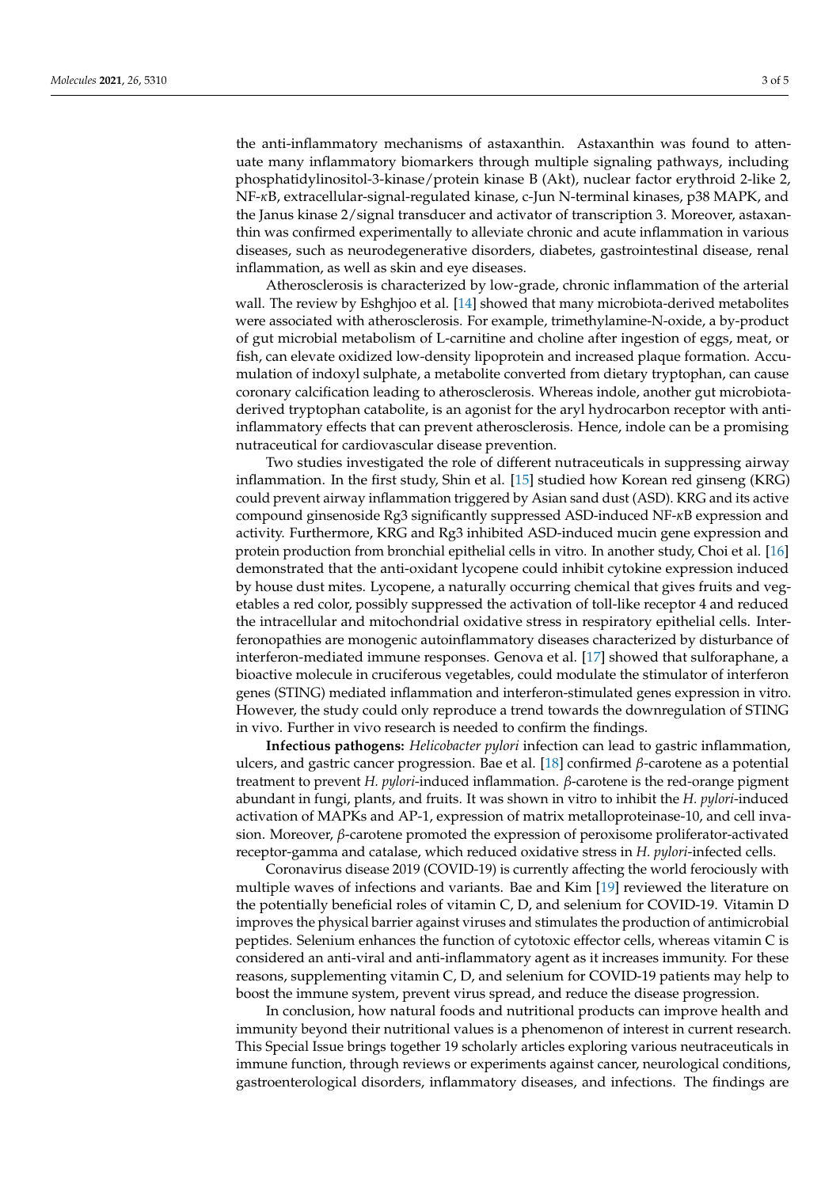the anti-inflammatory mechanisms of astaxanthin. Astaxanthin was found to attenuate many inflammatory biomarkers through multiple signaling pathways, including phosphatidylinositol-3-kinase/protein kinase B (Akt), nuclear factor erythroid 2-like 2, NF-κB, extracellular-signal-regulated kinase, c-Jun N-terminal kinases, p38 MAPK, and the Janus kinase 2/signal transducer and activator of transcription 3. Moreover, astaxanthin was confirmed experimentally to alleviate chronic and acute inflammation in various diseases, such as neurodegenerative disorders, diabetes, gastrointestinal disease, renal inflammation, as well as skin and eye diseases.

Atherosclerosis is characterized by low-grade, chronic inflammation of the arterial wall. The review by Eshghjoo et al. [14] showed that many microbiota-derived metabolites were associated with atherosclerosis. For example, trimethylamine-N-oxide, a by-product of gut microbial metabolism of L-carnitine and choline after ingestion of eggs, meat, or fish, can elevate oxidized low-density lipoprotein and increased plaque formation. Accumulation of indoxyl sulphate, a metabolite converted from dietary tryptophan, can cause coronary calcification leading to atherosclerosis. Whereas indole, another gut microbiota-derived tryptophan catabolite, is an agonist for the aryl hydrocarbon receptor with anti-inflammatory effects that can prevent atherosclerosis. Hence, indole can be a promising nutraceutical for cardiovascular disease prevention.

Two studies investigated the role of different nutraceuticals in suppressing airway inflammation. In the first study, Shin et al. [15] studied how Korean red ginseng (KRG) could prevent airway inflammation triggered by Asian sand dust (ASD). KRG and its active compound ginsenoside Rg3 significantly suppressed ASD-induced NF-κB expression and activity. Furthermore, KRG and Rg3 inhibited ASD-induced mucin gene expression and protein production from bronchial epithelial cells in vitro. In another study, Choi et al. [16] demonstrated that the anti-oxidant lycopene could inhibit cytokine expression induced by house dust mites. Lycopene, a naturally occurring chemical that gives fruits and vegetables a red color, possibly suppressed the activation of toll-like receptor 4 and reduced the intracellular and mitochondrial oxidative stress in respiratory epithelial cells. Interferonopathies are monogenic autoinflammatory diseases characterized by disturbance of interferon-mediated immune responses. Genova et al. [17] showed that sulforaphane, a bioactive molecule in cruciferous vegetables, could modulate the stimulator of interferon genes (STING) mediated inflammation and interferon-stimulated genes expression in vitro. However, the study could only reproduce a trend towards the downregulation of STING in vivo. Further in vivo research is needed to confirm the findings.

**Infectious pathogens:** *Helicobacter pylori* infection can lead to gastric inflammation, ulcers, and gastric cancer progression. Bae et al. [18] confirmed *β*-carotene as a potential treatment to prevent *H. pylori*-induced inflammation. *β*-carotene is the red-orange pigment abundant in fungi, plants, and fruits. It was shown in vitro to inhibit the *H. pylori*-induced activation of MAPKs and AP-1, expression of matrix metalloproteinase-10, and cell invasion. Moreover, *β*-carotene promoted the expression of peroxisome proliferator-activated receptor-gamma and catalase, which reduced oxidative stress in *H. pylori*-infected cells.

Coronavirus disease 2019 (COVID-19) is currently affecting the world ferociously with multiple waves of infections and variants. Bae and Kim [19] reviewed the literature on the potentially beneficial roles of vitamin C, D, and selenium for COVID-19. Vitamin D improves the physical barrier against viruses and stimulates the production of antimicrobial peptides. Selenium enhances the function of cytotoxic effector cells, whereas vitamin C is considered an anti-viral and anti-inflammatory agent as it increases immunity. For these reasons, supplementing vitamin C, D, and selenium for COVID-19 patients may help to boost the immune system, prevent virus spread, and reduce the disease progression.

In conclusion, how natural foods and nutritional products can improve health and immunity beyond their nutritional values is a phenomenon of interest in current research. This Special Issue brings together 19 scholarly articles exploring various neutraceuticals in immune function, through reviews or experiments against cancer, neurological conditions, gastroenterological disorders, inflammatory diseases, and infections. The findings are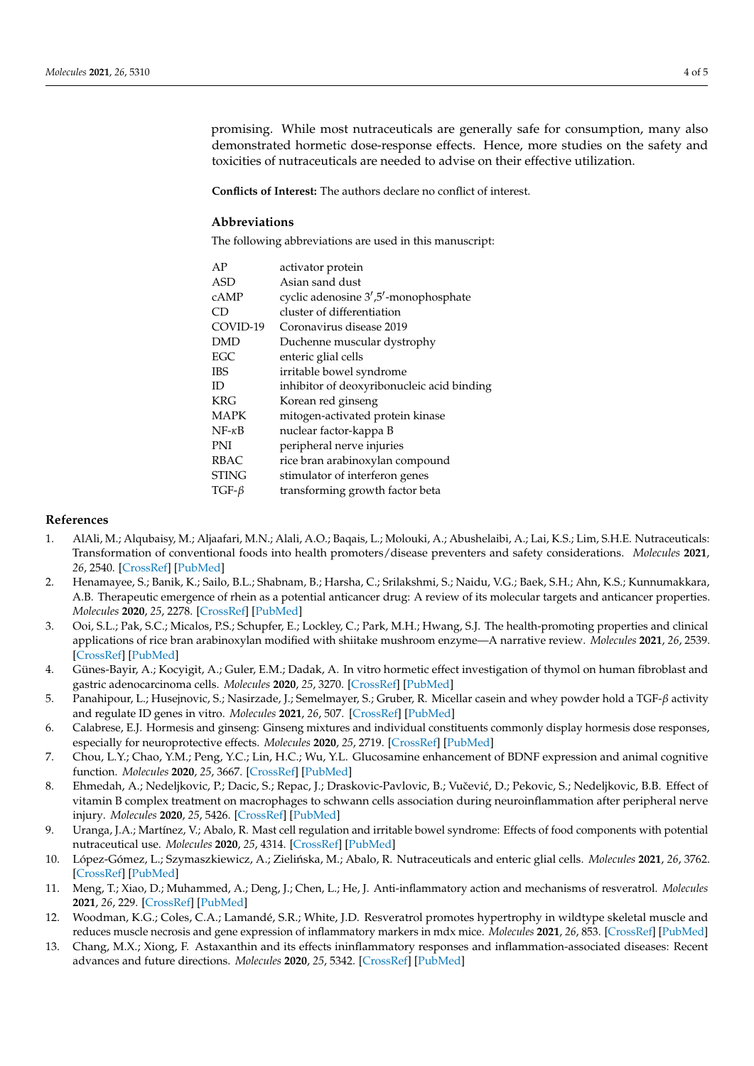promising. While most nutraceuticals are generally safe for consumption, many also demonstrated hormetic dose-response effects. Hence, more studies on the safety and toxicities of nutraceuticals are needed to advise on their effective utilization.

**Conflicts of Interest:** The authors declare no conflict of interest.

## Abbreviations

The following abbreviations are used in this manuscript:

| | |
|---|---|
| AP | activator protein |
| ASD | Asian sand dust |
| cAMP | cyclic adenosine 3′,5′-monophosphate |
| CD | cluster of differentiation |
| COVID-19 | Coronavirus disease 2019 |
| DMD | Duchenne muscular dystrophy |
| EGC | enteric glial cells |
| IBS | irritable bowel syndrome |
| ID | inhibitor of deoxyribonucleic acid binding |
| KRG | Korean red ginseng |
| MAPK | mitogen-activated protein kinase |
| NF-κB | nuclear factor-kappa B |
| PNI | peripheral nerve injuries |
| RBAC | rice bran arabinoxylan compound |
| STING | stimulator of interferon genes |
| TGF-β | transforming growth factor beta |

## References

1. AlAli, M.; Alqubaisy, M.; Aljaafari, M.N.; Alali, A.O.; Baqais, L.; Molouki, A.; Abushelaibi, A.; Lai, K.S.; Lim, S.H.E. Nutraceuticals: Transformation of conventional foods into health promoters/disease preventers and safety considerations. *Molecules* **2021**, *26*, 2540. [CrossRef] [PubMed]
2. Henamayee, S.; Banik, K.; Sailo, B.L.; Shabnam, B.; Harsha, C.; Srilakshmi, S.; Naidu, V.G.; Baek, S.H.; Ahn, K.S.; Kunnumakkara, A.B. Therapeutic emergence of rhein as a potential anticancer drug: A review of its molecular targets and anticancer properties. *Molecules* **2020**, *25*, 2278. [CrossRef] [PubMed]
3. Ooi, S.L.; Pak, S.C.; Micalos, P.S.; Schupfer, E.; Lockley, C.; Park, M.H.; Hwang, S.J. The health-promoting properties and clinical applications of rice bran arabinoxylan modified with shiitake mushroom enzyme—A narrative review. *Molecules* **2021**, *26*, 2539. [CrossRef] [PubMed]
4. Günes-Bayir, A.; Kocyigit, A.; Guler, E.M.; Dadak, A. In vitro hormetic effect investigation of thymol on human fibroblast and gastric adenocarcinoma cells. *Molecules* **2020**, *25*, 3270. [CrossRef] [PubMed]
5. Panahipour, L.; Husejnovic, S.; Nasirzade, J.; Semelmayer, S.; Gruber, R. Micellar casein and whey powder hold a TGF-β activity and regulate ID genes in vitro. *Molecules* **2021**, *26*, 507. [CrossRef] [PubMed]
6. Calabrese, E.J. Hormesis and ginseng: Ginseng mixtures and individual constituents commonly display hormesis dose responses, especially for neuroprotective effects. *Molecules* **2020**, *25*, 2719. [CrossRef] [PubMed]
7. Chou, L.Y.; Chao, Y.M.; Peng, Y.C.; Lin, H.C.; Wu, Y.L. Glucosamine enhancement of BDNF expression and animal cognitive function. *Molecules* **2020**, *25*, 3667. [CrossRef] [PubMed]
8. Ehmedah, A.; Nedeljkovic, P.; Dacic, S.; Repac, J.; Draskovic-Pavlovic, B.; Vučević, D.; Pekovic, S.; Nedeljkovic, B.B. Effect of vitamin B complex treatment on macrophages to schwann cells association during neuroinflammation after peripheral nerve injury. *Molecules* **2020**, *25*, 5426. [CrossRef] [PubMed]
9. Uranga, J.A.; Martínez, V.; Abalo, R. Mast cell regulation and irritable bowel syndrome: Effects of food components with potential nutraceutical use. *Molecules* **2020**, *25*, 4314. [CrossRef] [PubMed]
10. López-Gómez, L.; Szymaszkiewicz, A.; Zielińska, M.; Abalo, R. Nutraceuticals and enteric glial cells. *Molecules* **2021**, *26*, 3762. [CrossRef] [PubMed]
11. Meng, T.; Xiao, D.; Muhammed, A.; Deng, J.; Chen, L.; He, J. Anti-inflammatory action and mechanisms of resveratrol. *Molecules* **2021**, *26*, 229. [CrossRef] [PubMed]
12. Woodman, K.G.; Coles, C.A.; Lamandé, S.R.; White, J.D. Resveratrol promotes hypertrophy in wildtype skeletal muscle and reduces muscle necrosis and gene expression of inflammatory markers in mdx mice. *Molecules* **2021**, *26*, 853. [CrossRef] [PubMed]
13. Chang, M.X.; Xiong, F. Astaxanthin and its effects ininflammatory responses and inflammation-associated diseases: Recent advances and future directions. *Molecules* **2020**, *25*, 5342. [CrossRef] [PubMed]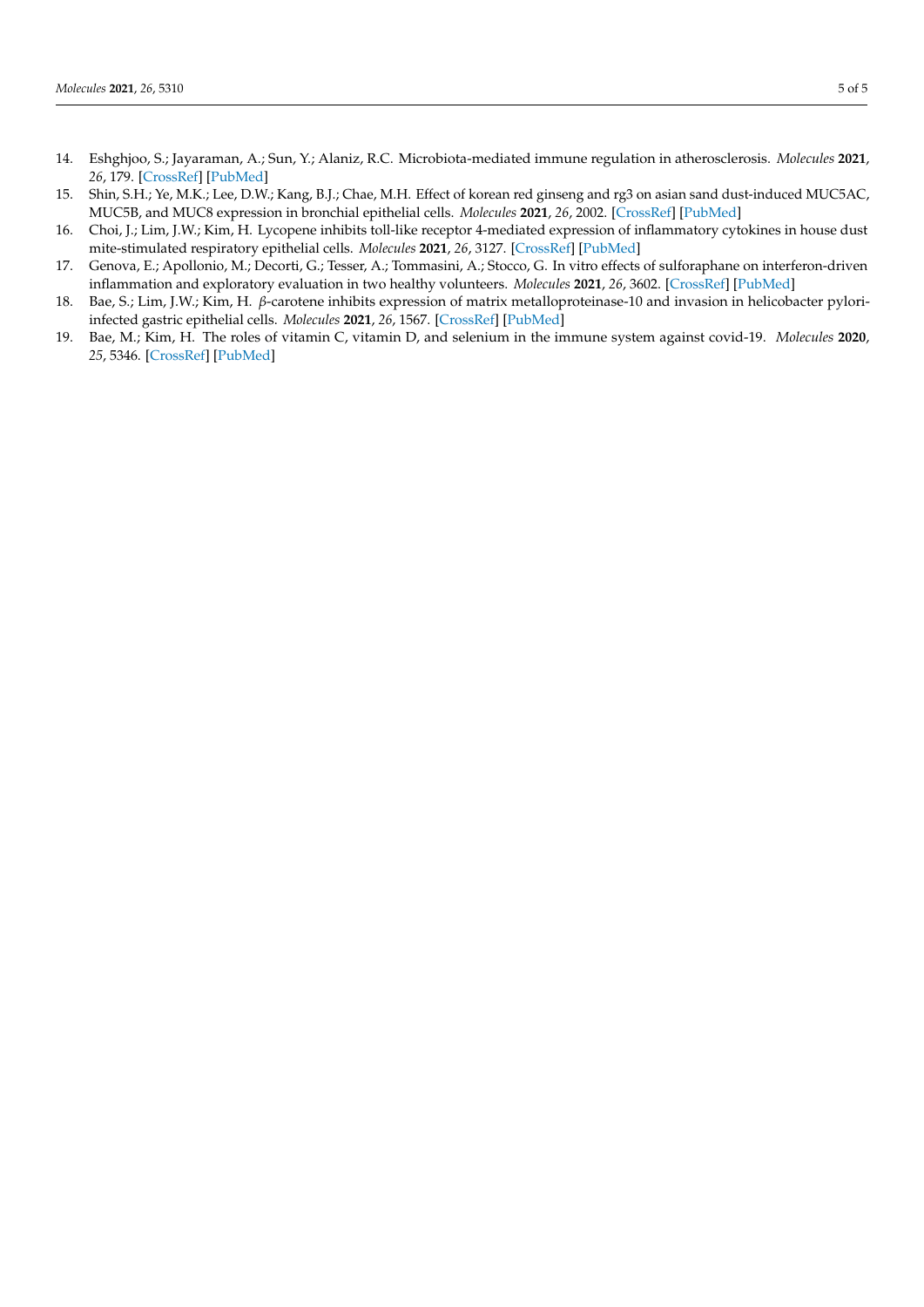14. Eshghjoo, S.; Jayaraman, A.; Sun, Y.; Alaniz, R.C. Microbiota-mediated immune regulation in atherosclerosis. *Molecules* **2021**, *26*, 179. [CrossRef] [PubMed]
15. Shin, S.H.; Ye, M.K.; Lee, D.W.; Kang, B.J.; Chae, M.H. Effect of korean red ginseng and rg3 on asian sand dust-induced MUC5AC, MUC5B, and MUC8 expression in bronchial epithelial cells. *Molecules* **2021**, *26*, 2002. [CrossRef] [PubMed]
16. Choi, J.; Lim, J.W.; Kim, H. Lycopene inhibits toll-like receptor 4-mediated expression of inflammatory cytokines in house dust mite-stimulated respiratory epithelial cells. *Molecules* **2021**, *26*, 3127. [CrossRef] [PubMed]
17. Genova, E.; Apollonio, M.; Decorti, G.; Tesser, A.; Tommasini, A.; Stocco, G. In vitro effects of sulforaphane on interferon-driven inflammation and exploratory evaluation in two healthy volunteers. *Molecules* **2021**, *26*, 3602. [CrossRef] [PubMed]
18. Bae, S.; Lim, J.W.; Kim, H. $\beta$-carotene inhibits expression of matrix metalloproteinase-10 and invasion in helicobacter pylori-infected gastric epithelial cells. *Molecules* **2021**, *26*, 1567. [CrossRef] [PubMed]
19. Bae, M.; Kim, H. The roles of vitamin C, vitamin D, and selenium in the immune system against covid-19. *Molecules* **2020**, *25*, 5346. [CrossRef] [PubMed]